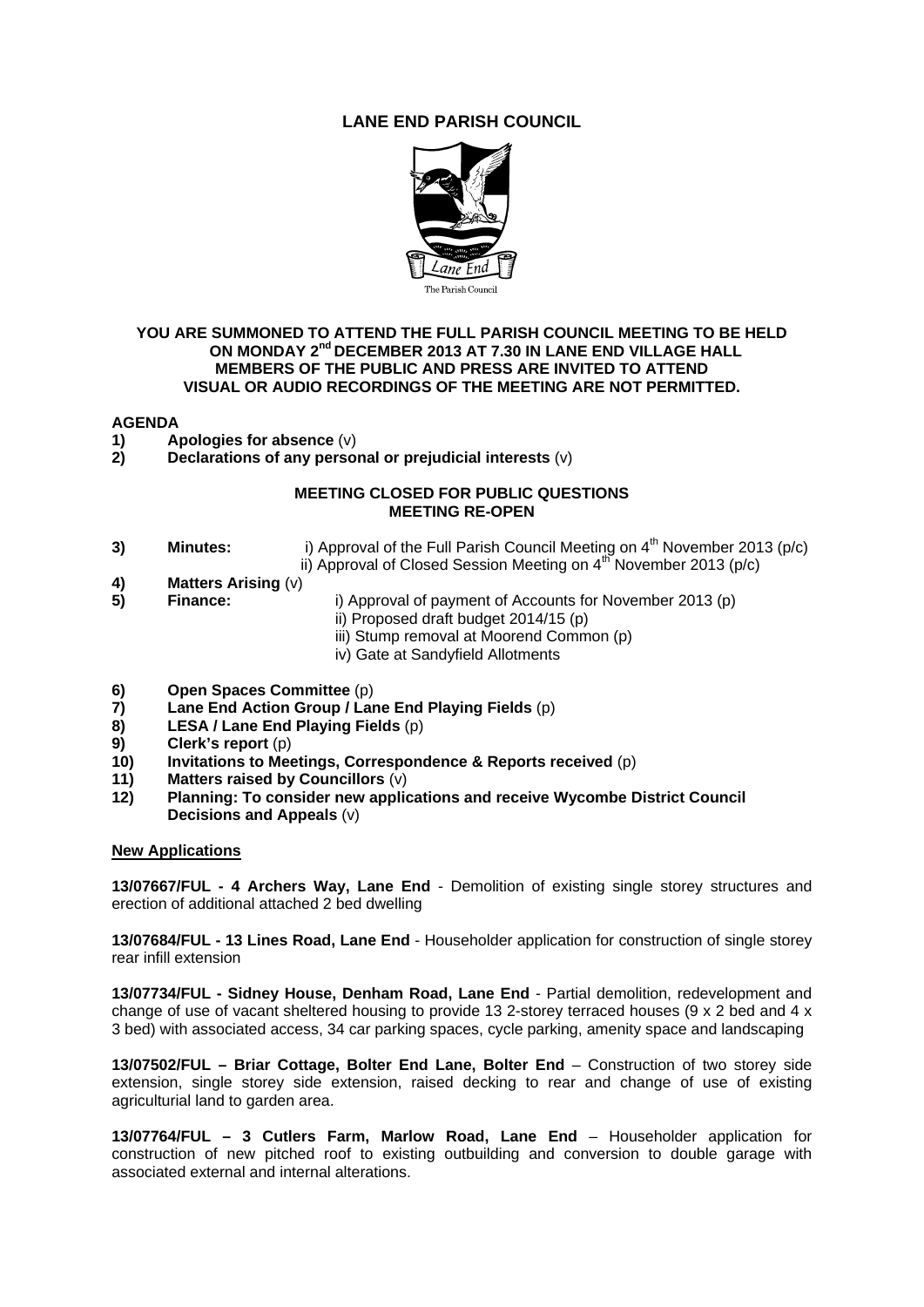# LANE END PARISH COUNCIL

The Parish Council

**YOU ARE SUMMONED TO ATTEND THE FULL PARISH COUNCIL MEETING TO BE HELD ON MONDAY 2nd DECEMBER 2013 AT 7.30 IN LANE END VILLAGE HALL MEMBERS OF THE PUBLIC AND PRESS ARE INVITED TO ATTEND VISUAL OR AUDIO RECORDINGS OF THE MEETING ARE NOT PERMITTED.**

**AGENDA**

1) **Apologies for absence** (v)
2) **Declarations of any personal or prejudicial interests** (v)

**MEETING CLOSED FOR PUBLIC QUESTIONS**
**MEETING RE-OPEN**

3) **Minutes:** i) Approval of the Full Parish Council Meeting on 4th November 2013 (p/c)
   ii) Approval of Closed Session Meeting on 4th November 2013 (p/c)
4) **Matters Arising** (v)
5) **Finance:** i) Approval of payment of Accounts for November 2013 (p)
   ii) Proposed draft budget 2014/15 (p)
   iii) Stump removal at Moorend Common (p)
   iv) Gate at Sandyfield Allotments
6) **Open Spaces Committee** (p)
7) **Lane End Action Group / Lane End Playing Fields** (p)
8) **LESA / Lane End Playing Fields** (p)
9) **Clerk's report** (p)
10) **Invitations to Meetings, Correspondence & Reports received** (p)
11) **Matters raised by Councillors** (v)
12) **Planning: To consider new applications and receive Wycombe District Council Decisions and Appeals** (v)

**New Applications**

**13/07667/FUL - 4 Archers Way, Lane End** - Demolition of existing single storey structures and erection of additional attached 2 bed dwelling

**13/07684/FUL - 13 Lines Road, Lane End** - Householder application for construction of single storey rear infill extension

**13/07734/FUL - Sidney House, Denham Road, Lane End** - Partial demolition, redevelopment and change of use of vacant sheltered housing to provide 13 2-storey terraced houses (9 x 2 bed and 4 x 3 bed) with associated access, 34 car parking spaces, cycle parking, amenity space and landscaping

**13/07502/FUL – Briar Cottage, Bolter End Lane, Bolter End** – Construction of two storey side extension, single storey side extension, raised decking to rear and change of use of existing agriculturial land to garden area.

**13/07764/FUL – 3 Cutlers Farm, Marlow Road, Lane End** – Householder application for construction of new pitched roof to existing outbuilding and conversion to double garage with associated external and internal alterations.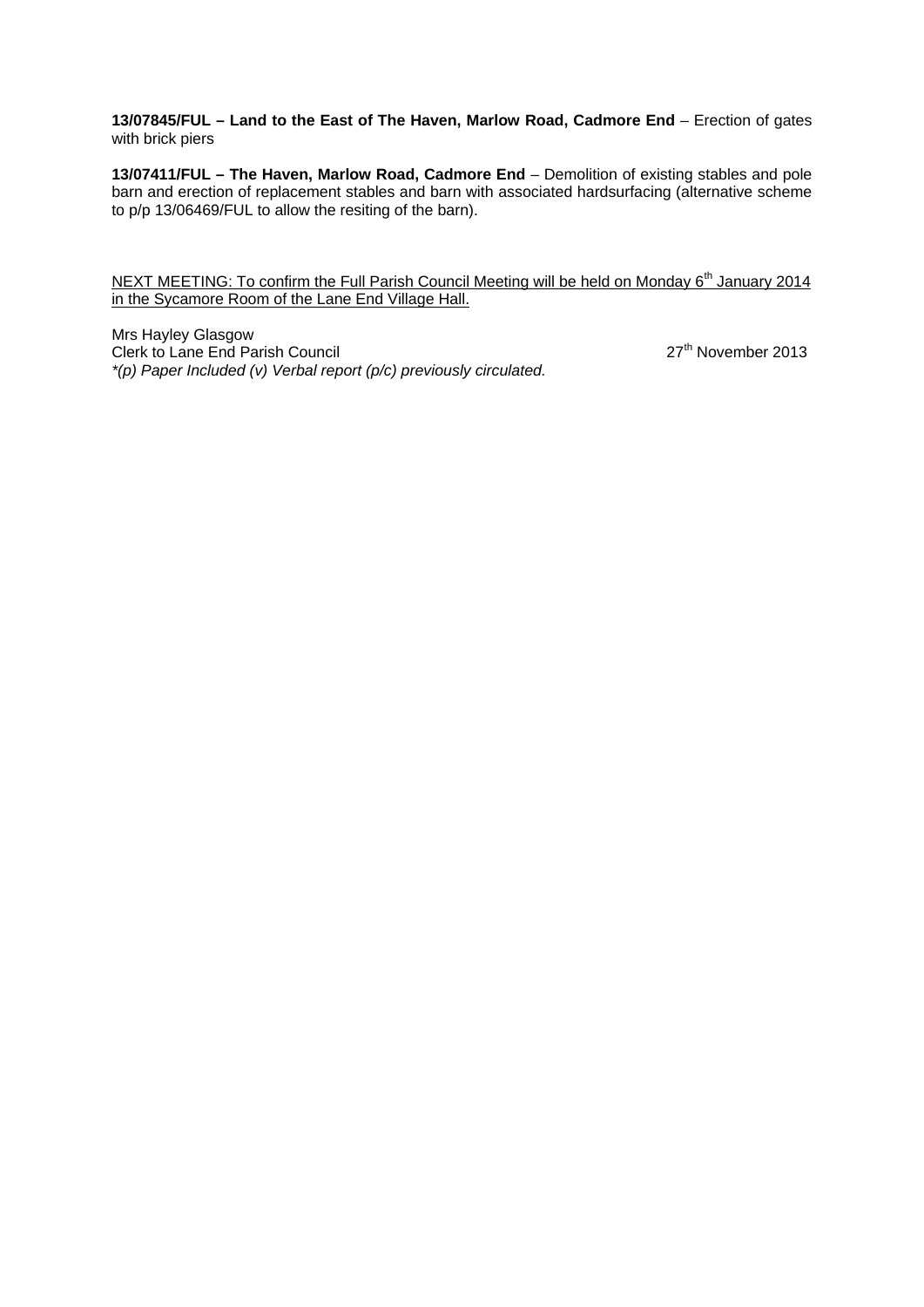**13/07845/FUL – Land to the East of The Haven, Marlow Road, Cadmore End** – Erection of gates with brick piers

**13/07411/FUL – The Haven, Marlow Road, Cadmore End** – Demolition of existing stables and pole barn and erection of replacement stables and barn with associated hardsurfacing (alternative scheme to p/p 13/06469/FUL to allow the resiting of the barn).

<u>NEXT MEETING: To confirm the Full Parish Council Meeting will be held on Monday 6th January 2014 in the Sycamore Room of the Lane End Village Hall.</u>

Mrs Hayley Glasgow
Clerk to Lane End Parish Council 27th November 2013
*\*(p) Paper Included (v) Verbal report (p/c) previously circulated.*